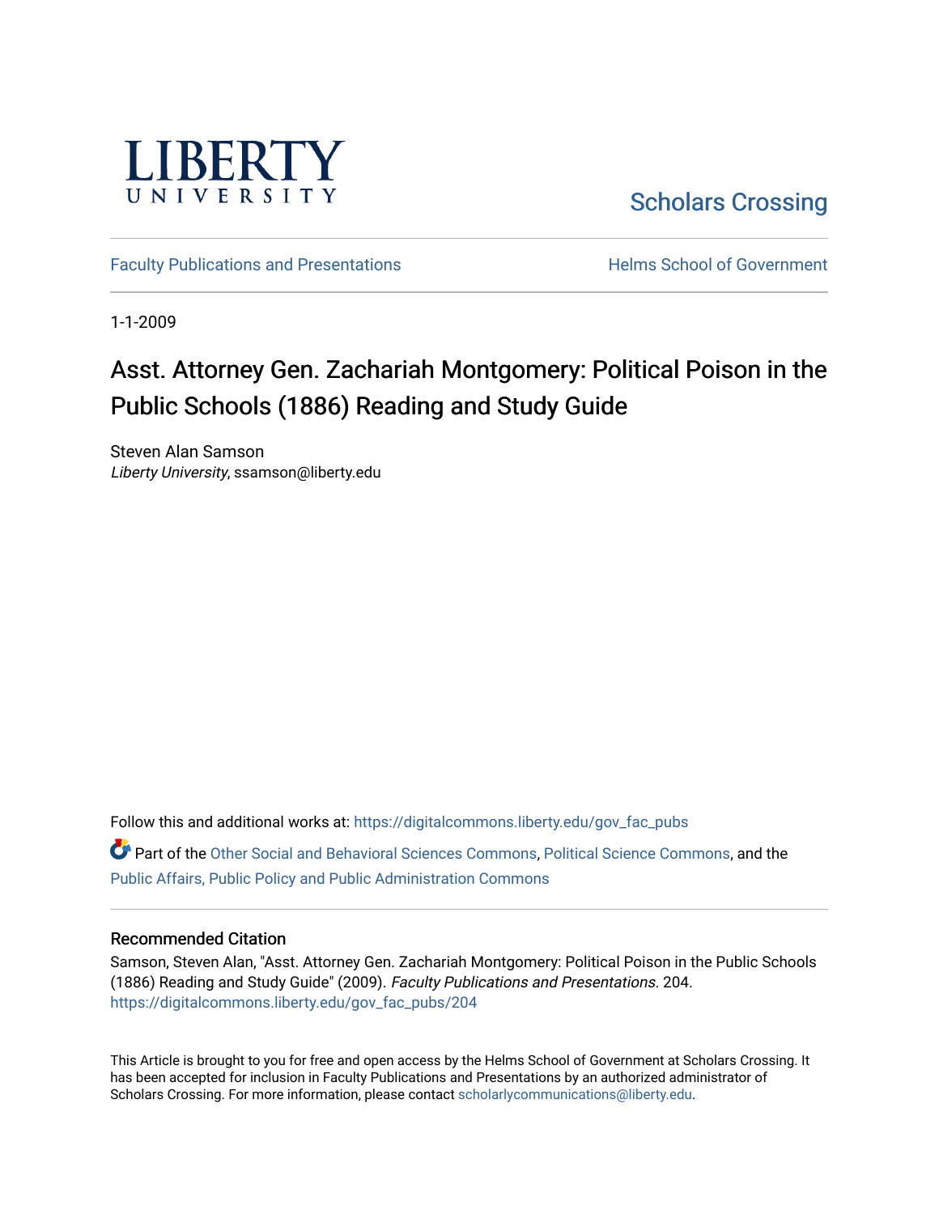LIBERTY UNIVERSITY

Scholars Crossing

Faculty Publications and Presentations

Helms School of Government

1-1-2009

# Asst. Attorney Gen. Zachariah Montgomery: Political Poison in the Public Schools (1886) Reading and Study Guide

Steven Alan Samson
*Liberty University*, ssamson@liberty.edu

Follow this and additional works at: https://digitalcommons.liberty.edu/gov_fac_pubs

Part of the Other Social and Behavioral Sciences Commons, Political Science Commons, and the Public Affairs, Public Policy and Public Administration Commons

## Recommended Citation

Samson, Steven Alan, "Asst. Attorney Gen. Zachariah Montgomery: Political Poison in the Public Schools (1886) Reading and Study Guide" (2009). *Faculty Publications and Presentations*. 204.
https://digitalcommons.liberty.edu/gov_fac_pubs/204

This Article is brought to you for free and open access by the Helms School of Government at Scholars Crossing. It has been accepted for inclusion in Faculty Publications and Presentations by an authorized administrator of Scholars Crossing. For more information, please contact scholarlycommunications@liberty.edu.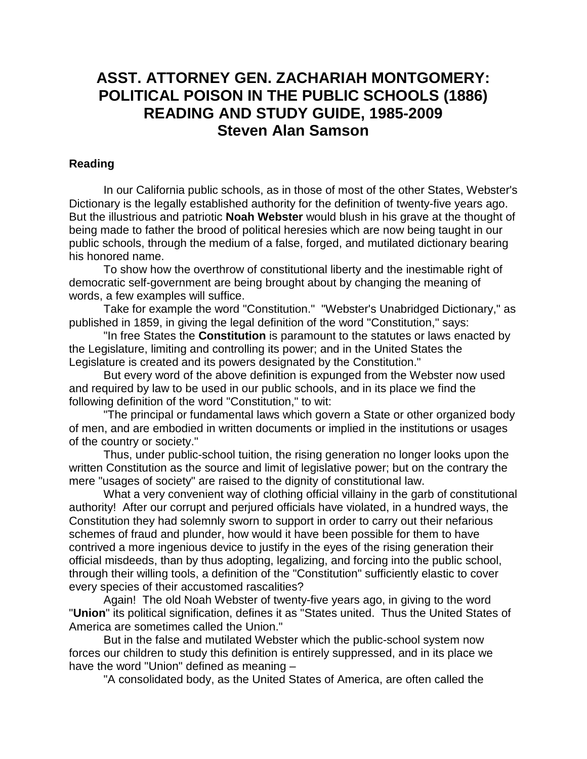# ASST. ATTORNEY GEN. ZACHARIAH MONTGOMERY: POLITICAL POISON IN THE PUBLIC SCHOOLS (1886) READING AND STUDY GUIDE, 1985-2009 Steven Alan Samson

### Reading

In our California public schools, as in those of most of the other States, Webster's Dictionary is the legally established authority for the definition of twenty-five years ago. But the illustrious and patriotic **Noah Webster** would blush in his grave at the thought of being made to father the brood of political heresies which are now being taught in our public schools, through the medium of a false, forged, and mutilated dictionary bearing his honored name.

To show how the overthrow of constitutional liberty and the inestimable right of democratic self-government are being brought about by changing the meaning of words, a few examples will suffice.

Take for example the word "Constitution." "Webster's Unabridged Dictionary," as published in 1859, in giving the legal definition of the word "Constitution," says:

"In free States the **Constitution** is paramount to the statutes or laws enacted by the Legislature, limiting and controlling its power; and in the United States the Legislature is created and its powers designated by the Constitution."

But every word of the above definition is expunged from the Webster now used and required by law to be used in our public schools, and in its place we find the following definition of the word "Constitution," to wit:

"The principal or fundamental laws which govern a State or other organized body of men, and are embodied in written documents or implied in the institutions or usages of the country or society."

Thus, under public-school tuition, the rising generation no longer looks upon the written Constitution as the source and limit of legislative power; but on the contrary the mere "usages of society" are raised to the dignity of constitutional law.

What a very convenient way of clothing official villainy in the garb of constitutional authority! After our corrupt and perjured officials have violated, in a hundred ways, the Constitution they had solemnly sworn to support in order to carry out their nefarious schemes of fraud and plunder, how would it have been possible for them to have contrived a more ingenious device to justify in the eyes of the rising generation their official misdeeds, than by thus adopting, legalizing, and forcing into the public school, through their willing tools, a definition of the "Constitution" sufficiently elastic to cover every species of their accustomed rascalities?

Again! The old Noah Webster of twenty-five years ago, in giving to the word "**Union**" its political signification, defines it as "States united. Thus the United States of America are sometimes called the Union."

But in the false and mutilated Webster which the public-school system now forces our children to study this definition is entirely suppressed, and in its place we have the word "Union" defined as meaning –

"A consolidated body, as the United States of America, are often called the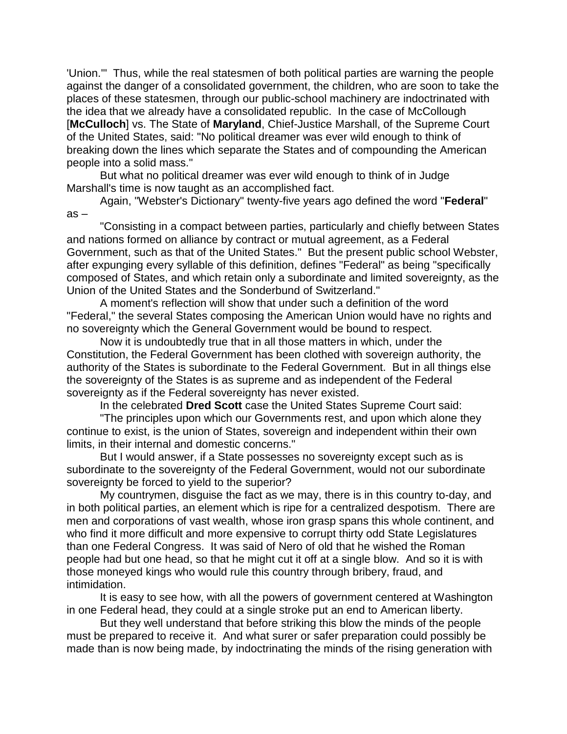'Union.'" Thus, while the real statesmen of both political parties are warning the people against the danger of a consolidated government, the children, who are soon to take the places of these statesmen, through our public-school machinery are indoctrinated with the idea that we already have a consolidated republic. In the case of McCollough [**McCulloch**] vs. The State of **Maryland**, Chief-Justice Marshall, of the Supreme Court of the United States, said: "No political dreamer was ever wild enough to think of breaking down the lines which separate the States and of compounding the American people into a solid mass."

But what no political dreamer was ever wild enough to think of in Judge Marshall's time is now taught as an accomplished fact.

Again, "Webster's Dictionary" twenty-five years ago defined the word "**Federal**" as –

"Consisting in a compact between parties, particularly and chiefly between States and nations formed on alliance by contract or mutual agreement, as a Federal Government, such as that of the United States." But the present public school Webster, after expunging every syllable of this definition, defines "Federal" as being "specifically composed of States, and which retain only a subordinate and limited sovereignty, as the Union of the United States and the Sonderbund of Switzerland."

A moment's reflection will show that under such a definition of the word "Federal," the several States composing the American Union would have no rights and no sovereignty which the General Government would be bound to respect.

Now it is undoubtedly true that in all those matters in which, under the Constitution, the Federal Government has been clothed with sovereign authority, the authority of the States is subordinate to the Federal Government. But in all things else the sovereignty of the States is as supreme and as independent of the Federal sovereignty as if the Federal sovereignty has never existed.

In the celebrated **Dred Scott** case the United States Supreme Court said:

"The principles upon which our Governments rest, and upon which alone they continue to exist, is the union of States, sovereign and independent within their own limits, in their internal and domestic concerns."

But I would answer, if a State possesses no sovereignty except such as is subordinate to the sovereignty of the Federal Government, would not our subordinate sovereignty be forced to yield to the superior?

My countrymen, disguise the fact as we may, there is in this country to-day, and in both political parties, an element which is ripe for a centralized despotism. There are men and corporations of vast wealth, whose iron grasp spans this whole continent, and who find it more difficult and more expensive to corrupt thirty odd State Legislatures than one Federal Congress. It was said of Nero of old that he wished the Roman people had but one head, so that he might cut it off at a single blow. And so it is with those moneyed kings who would rule this country through bribery, fraud, and intimidation.

It is easy to see how, with all the powers of government centered at Washington in one Federal head, they could at a single stroke put an end to American liberty.

But they well understand that before striking this blow the minds of the people must be prepared to receive it. And what surer or safer preparation could possibly be made than is now being made, by indoctrinating the minds of the rising generation with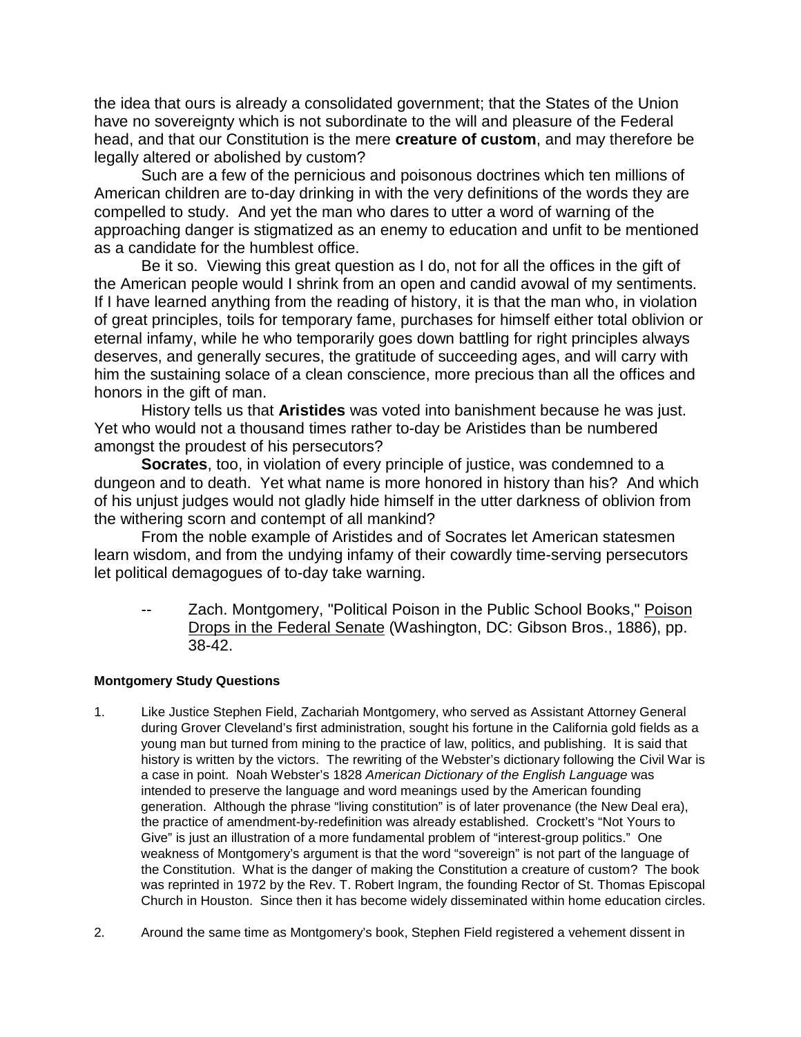the idea that ours is already a consolidated government; that the States of the Union have no sovereignty which is not subordinate to the will and pleasure of the Federal head, and that our Constitution is the mere **creature of custom**, and may therefore be legally altered or abolished by custom?

Such are a few of the pernicious and poisonous doctrines which ten millions of American children are to-day drinking in with the very definitions of the words they are compelled to study. And yet the man who dares to utter a word of warning of the approaching danger is stigmatized as an enemy to education and unfit to be mentioned as a candidate for the humblest office.

Be it so. Viewing this great question as I do, not for all the offices in the gift of the American people would I shrink from an open and candid avowal of my sentiments. If I have learned anything from the reading of history, it is that the man who, in violation of great principles, toils for temporary fame, purchases for himself either total oblivion or eternal infamy, while he who temporarily goes down battling for right principles always deserves, and generally secures, the gratitude of succeeding ages, and will carry with him the sustaining solace of a clean conscience, more precious than all the offices and honors in the gift of man.

History tells us that **Aristides** was voted into banishment because he was just. Yet who would not a thousand times rather to-day be Aristides than be numbered amongst the proudest of his persecutors?

**Socrates**, too, in violation of every principle of justice, was condemned to a dungeon and to death. Yet what name is more honored in history than his? And which of his unjust judges would not gladly hide himself in the utter darkness of oblivion from the withering scorn and contempt of all mankind?

From the noble example of Aristides and of Socrates let American statesmen learn wisdom, and from the undying infamy of their cowardly time-serving persecutors let political demagogues of to-day take warning.

> -- Zach. Montgomery, "Political Poison in the Public School Books," Poison Drops in the Federal Senate (Washington, DC: Gibson Bros., 1886), pp. 38-42.

**Montgomery Study Questions**

1. Like Justice Stephen Field, Zachariah Montgomery, who served as Assistant Attorney General during Grover Cleveland's first administration, sought his fortune in the California gold fields as a young man but turned from mining to the practice of law, politics, and publishing. It is said that history is written by the victors. The rewriting of the Webster's dictionary following the Civil War is a case in point. Noah Webster's 1828 *American Dictionary of the English Language* was intended to preserve the language and word meanings used by the American founding generation. Although the phrase "living constitution" is of later provenance (the New Deal era), the practice of amendment-by-redefinition was already established. Crockett's "Not Yours to Give" is just an illustration of a more fundamental problem of "interest-group politics." One weakness of Montgomery's argument is that the word "sovereign" is not part of the language of the Constitution. What is the danger of making the Constitution a creature of custom? The book was reprinted in 1972 by the Rev. T. Robert Ingram, the founding Rector of St. Thomas Episcopal Church in Houston. Since then it has become widely disseminated within home education circles.

2. Around the same time as Montgomery's book, Stephen Field registered a vehement dissent in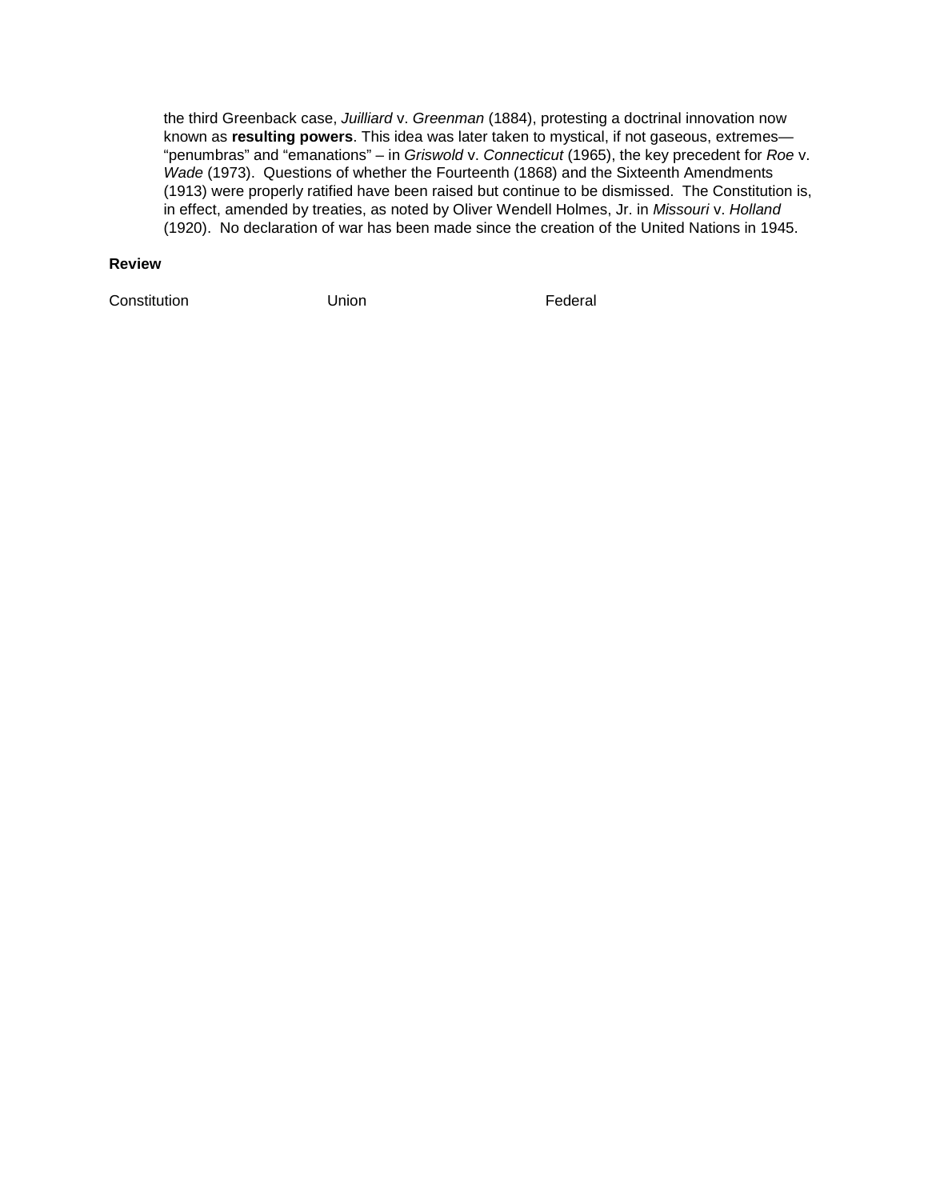the third Greenback case, *Juilliard* v. *Greenman* (1884), protesting a doctrinal innovation now known as **resulting powers**. This idea was later taken to mystical, if not gaseous, extremes—"penumbras" and "emanations" – in *Griswold* v. *Connecticut* (1965), the key precedent for *Roe* v. *Wade* (1973). Questions of whether the Fourteenth (1868) and the Sixteenth Amendments (1913) were properly ratified have been raised but continue to be dismissed. The Constitution is, in effect, amended by treaties, as noted by Oliver Wendell Holmes, Jr. in *Missouri* v. *Holland* (1920). No declaration of war has been made since the creation of the United Nations in 1945.

**Review**

| | | |
|---|---|---|
| Constitution | Union | Federal |